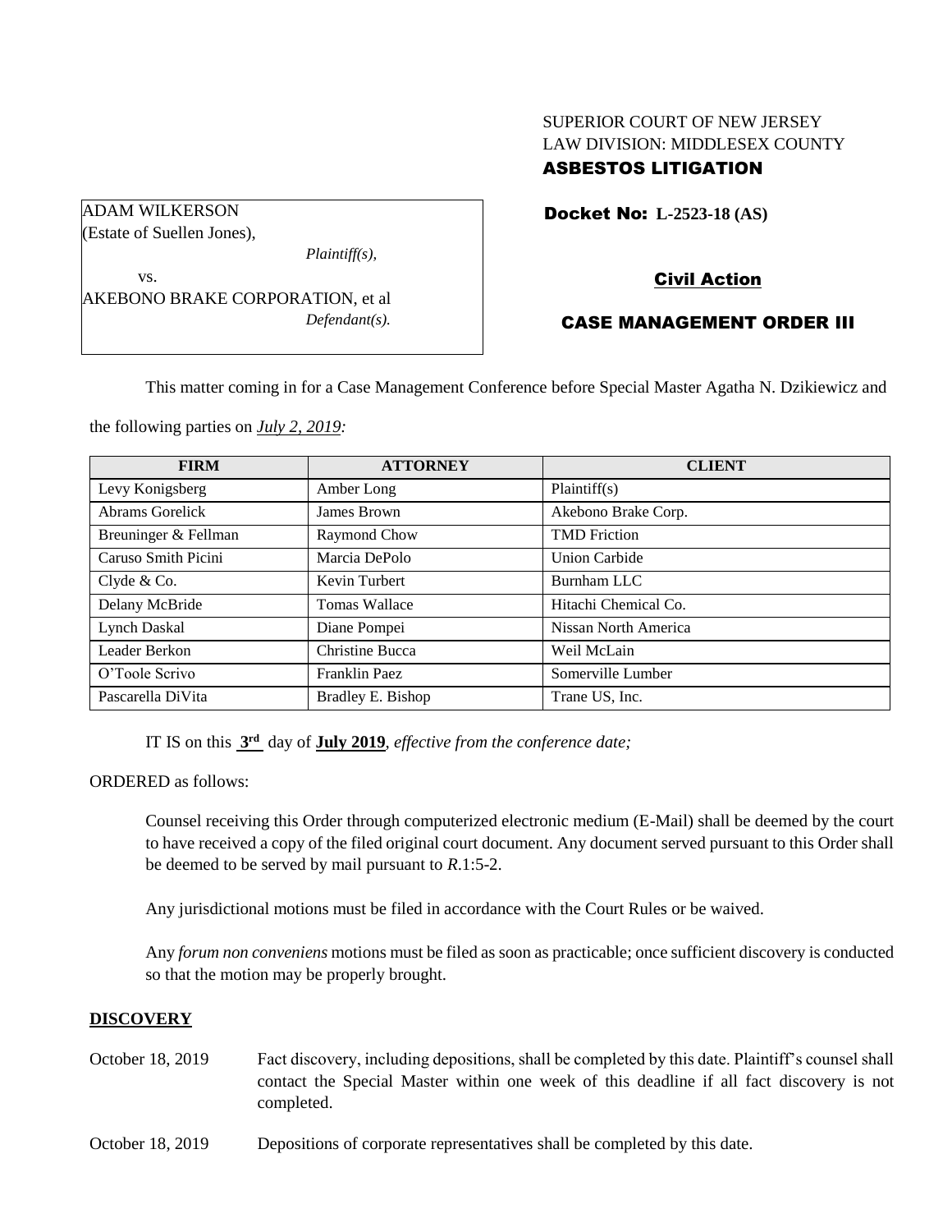SUPERIOR COURT OF NEW JERSEY
LAW DIVISION: MIDDLESEX COUNTY
**ASBESTOS LITIGATION**

ADAM WILKERSON
(Estate of Suellen Jones),
*Plaintiff(s),*
vs.
AKEBONO BRAKE CORPORATION, et al
*Defendant(s).*

**Docket No: L-2523-18 (AS)**

**Civil Action**

**CASE MANAGEMENT ORDER III**

This matter coming in for a Case Management Conference before Special Master Agatha N. Dzikiewicz and the following parties on *July 2, 2019:*

| FIRM | ATTORNEY | CLIENT |
|---|---|---|
| Levy Konigsberg | Amber Long | Plaintiff(s) |
| Abrams Gorelick | James Brown | Akebono Brake Corp. |
| Breuninger & Fellman | Raymond Chow | TMD Friction |
| Caruso Smith Picini | Marcia DePolo | Union Carbide |
| Clyde & Co. | Kevin Turbert | Burnham LLC |
| Delany McBride | Tomas Wallace | Hitachi Chemical Co. |
| Lynch Daskal | Diane Pompei | Nissan North America |
| Leader Berkon | Christine Bucca | Weil McLain |
| O'Toole Scrivo | Franklin Paez | Somerville Lumber |
| Pascarella DiVita | Bradley E. Bishop | Trane US, Inc. |

IT IS on this **3rd** day of **July 2019**, *effective from the conference date;*

ORDERED as follows:

Counsel receiving this Order through computerized electronic medium (E-Mail) shall be deemed by the court to have received a copy of the filed original court document. Any document served pursuant to this Order shall be deemed to be served by mail pursuant to *R*.1:5-2.

Any jurisdictional motions must be filed in accordance with the Court Rules or be waived.

Any *forum non conveniens* motions must be filed as soon as practicable; once sufficient discovery is conducted so that the motion may be properly brought.

## DISCOVERY

October 18, 2019 — Fact discovery, including depositions, shall be completed by this date. Plaintiff's counsel shall contact the Special Master within one week of this deadline if all fact discovery is not completed.

October 18, 2019 — Depositions of corporate representatives shall be completed by this date.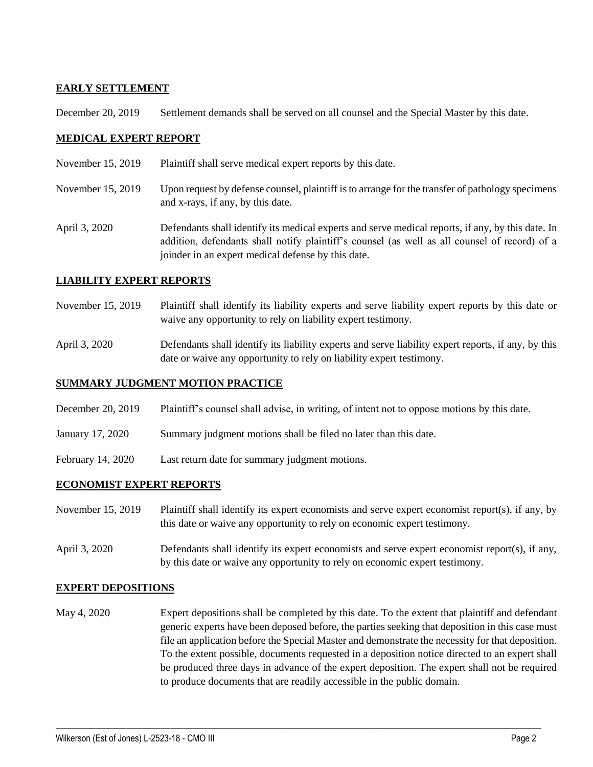**EARLY SETTLEMENT**

December 20, 2019 Settlement demands shall be served on all counsel and the Special Master by this date.

**MEDICAL EXPERT REPORT**

November 15, 2019 Plaintiff shall serve medical expert reports by this date.

November 15, 2019 Upon request by defense counsel, plaintiff is to arrange for the transfer of pathology specimens and x-rays, if any, by this date.

April 3, 2020 Defendants shall identify its medical experts and serve medical reports, if any, by this date. In addition, defendants shall notify plaintiff's counsel (as well as all counsel of record) of a joinder in an expert medical defense by this date.

**LIABILITY EXPERT REPORTS**

November 15, 2019 Plaintiff shall identify its liability experts and serve liability expert reports by this date or waive any opportunity to rely on liability expert testimony.

April 3, 2020 Defendants shall identify its liability experts and serve liability expert reports, if any, by this date or waive any opportunity to rely on liability expert testimony.

**SUMMARY JUDGMENT MOTION PRACTICE**

December 20, 2019 Plaintiff's counsel shall advise, in writing, of intent not to oppose motions by this date.

January 17, 2020 Summary judgment motions shall be filed no later than this date.

February 14, 2020 Last return date for summary judgment motions.

**ECONOMIST EXPERT REPORTS**

November 15, 2019 Plaintiff shall identify its expert economists and serve expert economist report(s), if any, by this date or waive any opportunity to rely on economic expert testimony.

April 3, 2020 Defendants shall identify its expert economists and serve expert economist report(s), if any, by this date or waive any opportunity to rely on economic expert testimony.

**EXPERT DEPOSITIONS**

May 4, 2020 Expert depositions shall be completed by this date. To the extent that plaintiff and defendant generic experts have been deposed before, the parties seeking that deposition in this case must file an application before the Special Master and demonstrate the necessity for that deposition. To the extent possible, documents requested in a deposition notice directed to an expert shall be produced three days in advance of the expert deposition. The expert shall not be required to produce documents that are readily accessible in the public domain.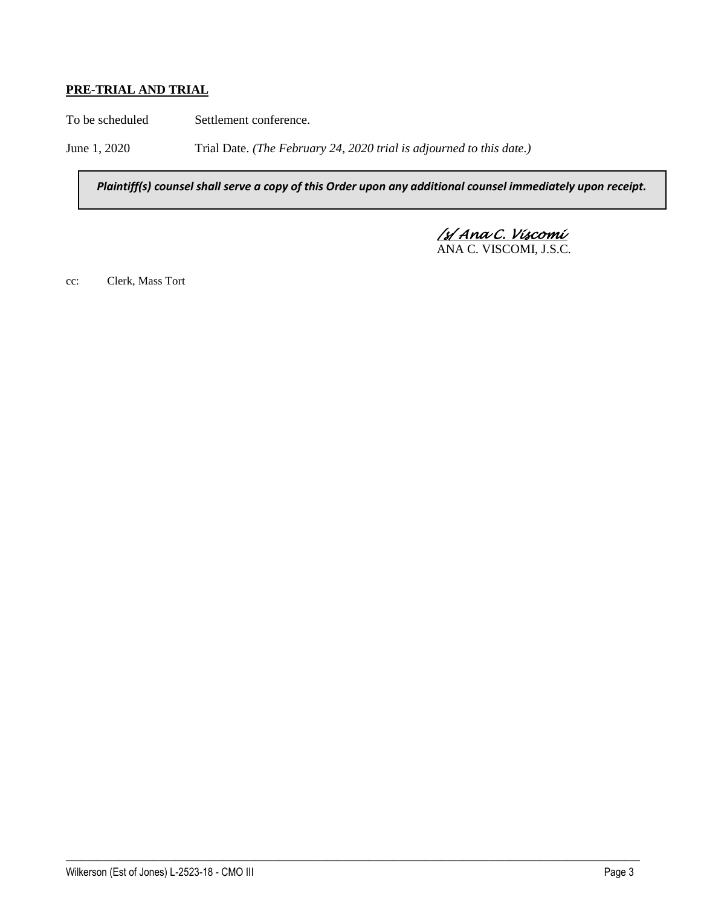**PRE-TRIAL AND TRIAL**

| | |
|---|---|
| To be scheduled | Settlement conference. |
| June 1, 2020 | Trial Date. *(The February 24, 2020 trial is adjourned to this date.)* |

***Plaintiff(s) counsel shall serve a copy of this Order upon any additional counsel immediately upon receipt.***

*/s/ Ana C. Viscomi*
ANA C. VISCOMI, J.S.C.

cc: Clerk, Mass Tort